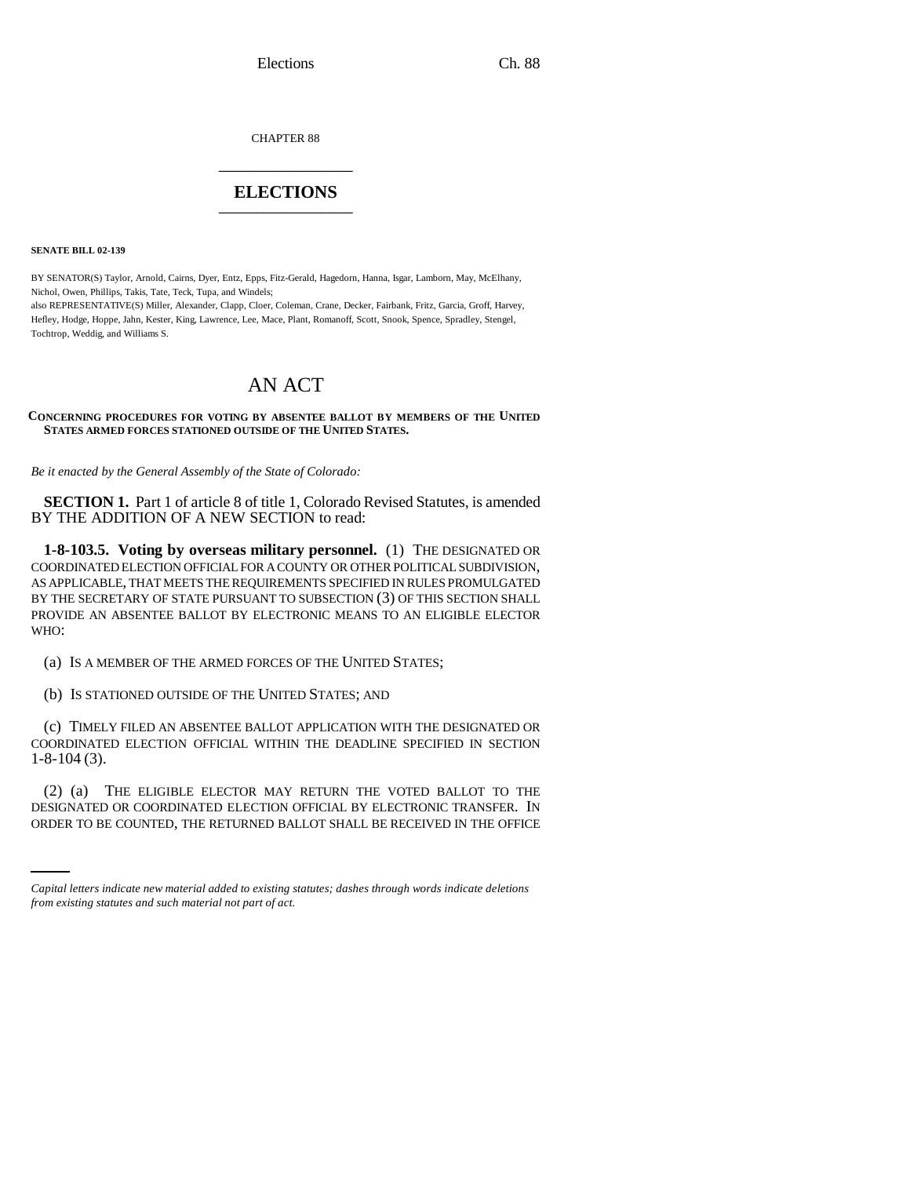CHAPTER 88

# ELECTIONS

**SENATE BILL 02-139**

BY SENATOR(S) Taylor, Arnold, Cairns, Dyer, Entz, Epps, Fitz-Gerald, Hagedorn, Hanna, Isgar, Lamborn, May, McElhany, Nichol, Owen, Phillips, Takis, Tate, Teck, Tupa, and Windels;
also REPRESENTATIVE(S) Miller, Alexander, Clapp, Cloer, Coleman, Crane, Decker, Fairbank, Fritz, Garcia, Groff, Harvey, Hefley, Hodge, Hoppe, Jahn, Kester, King, Lawrence, Lee, Mace, Plant, Romanoff, Scott, Snook, Spence, Spradley, Stengel, Tochtrop, Weddig, and Williams S.

# AN ACT

**CONCERNING PROCEDURES FOR VOTING BY ABSENTEE BALLOT BY MEMBERS OF THE UNITED STATES ARMED FORCES STATIONED OUTSIDE OF THE UNITED STATES.**

*Be it enacted by the General Assembly of the State of Colorado:*

**SECTION 1.** Part 1 of article 8 of title 1, Colorado Revised Statutes, is amended BY THE ADDITION OF A NEW SECTION to read:

**1-8-103.5. Voting by overseas military personnel.** (1) THE DESIGNATED OR COORDINATED ELECTION OFFICIAL FOR A COUNTY OR OTHER POLITICAL SUBDIVISION, AS APPLICABLE, THAT MEETS THE REQUIREMENTS SPECIFIED IN RULES PROMULGATED BY THE SECRETARY OF STATE PURSUANT TO SUBSECTION (3) OF THIS SECTION SHALL PROVIDE AN ABSENTEE BALLOT BY ELECTRONIC MEANS TO AN ELIGIBLE ELECTOR WHO:

(a) IS A MEMBER OF THE ARMED FORCES OF THE UNITED STATES;

(b) IS STATIONED OUTSIDE OF THE UNITED STATES; AND

(c) TIMELY FILED AN ABSENTEE BALLOT APPLICATION WITH THE DESIGNATED OR COORDINATED ELECTION OFFICIAL WITHIN THE DEADLINE SPECIFIED IN SECTION 1-8-104 (3).

(2) (a) THE ELIGIBLE ELECTOR MAY RETURN THE VOTED BALLOT TO THE DESIGNATED OR COORDINATED ELECTION OFFICIAL BY ELECTRONIC TRANSFER. IN ORDER TO BE COUNTED, THE RETURNED BALLOT SHALL BE RECEIVED IN THE OFFICE

*Capital letters indicate new material added to existing statutes; dashes through words indicate deletions from existing statutes and such material not part of act.*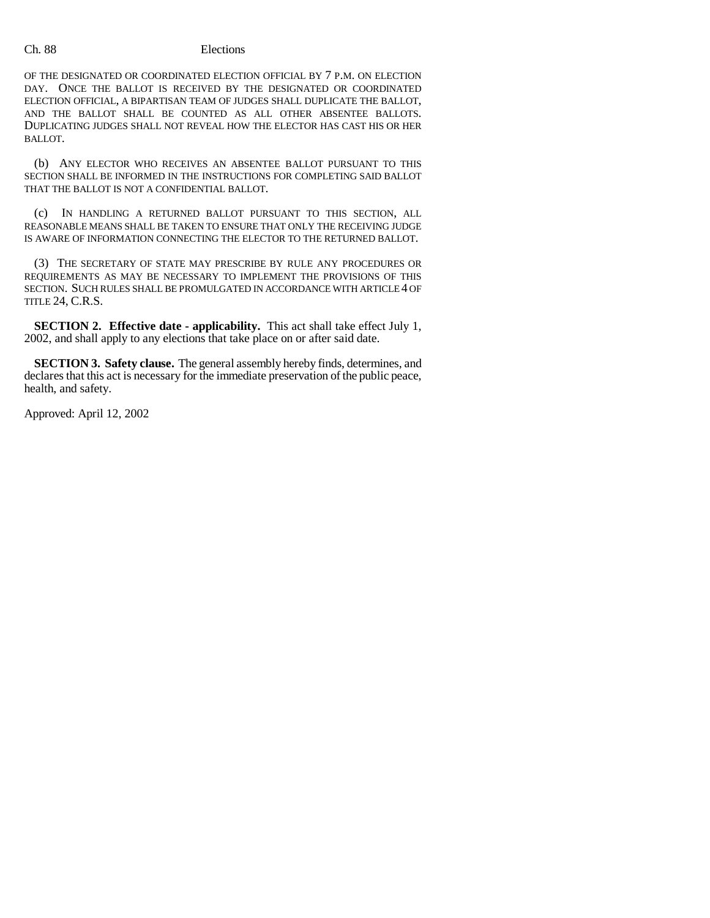OF THE DESIGNATED OR COORDINATED ELECTION OFFICIAL BY 7 P.M. ON ELECTION DAY. ONCE THE BALLOT IS RECEIVED BY THE DESIGNATED OR COORDINATED ELECTION OFFICIAL, A BIPARTISAN TEAM OF JUDGES SHALL DUPLICATE THE BALLOT, AND THE BALLOT SHALL BE COUNTED AS ALL OTHER ABSENTEE BALLOTS. DUPLICATING JUDGES SHALL NOT REVEAL HOW THE ELECTOR HAS CAST HIS OR HER BALLOT.

(b) ANY ELECTOR WHO RECEIVES AN ABSENTEE BALLOT PURSUANT TO THIS SECTION SHALL BE INFORMED IN THE INSTRUCTIONS FOR COMPLETING SAID BALLOT THAT THE BALLOT IS NOT A CONFIDENTIAL BALLOT.

(c) IN HANDLING A RETURNED BALLOT PURSUANT TO THIS SECTION, ALL REASONABLE MEANS SHALL BE TAKEN TO ENSURE THAT ONLY THE RECEIVING JUDGE IS AWARE OF INFORMATION CONNECTING THE ELECTOR TO THE RETURNED BALLOT.

(3) THE SECRETARY OF STATE MAY PRESCRIBE BY RULE ANY PROCEDURES OR REQUIREMENTS AS MAY BE NECESSARY TO IMPLEMENT THE PROVISIONS OF THIS SECTION. SUCH RULES SHALL BE PROMULGATED IN ACCORDANCE WITH ARTICLE 4 OF TITLE 24, C.R.S.

**SECTION 2. Effective date - applicability.** This act shall take effect July 1, 2002, and shall apply to any elections that take place on or after said date.

**SECTION 3. Safety clause.** The general assembly hereby finds, determines, and declares that this act is necessary for the immediate preservation of the public peace, health, and safety.

Approved: April 12, 2002